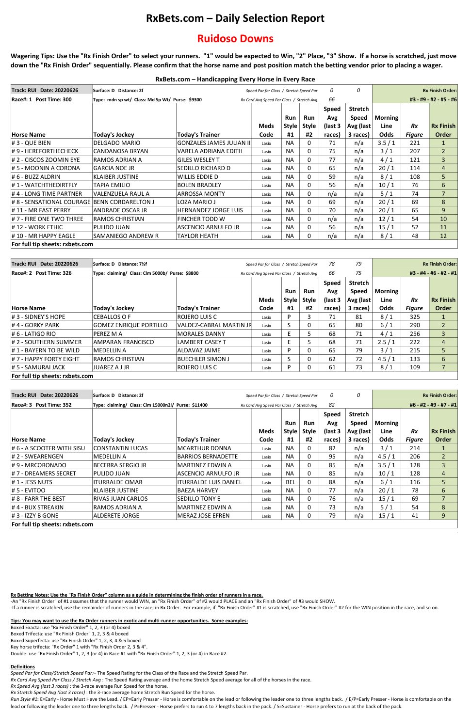# RxBets.com – Daily Selection Report

## Ruidoso Downs

**Wagering Tips: Use the "Rx Finish Order" to select your runners. "1" would be expected to Win, "2" Place, "3" Show. If a horse is scratched, just move down the "Rx Finish Order" sequentially. Please confirm that the horse name and post position match the betting vendor prior to placing a wager.**

**RxBets.com – Handicapping Every Horse in Every Race**

| Track: RUI Date: 20220626 | Surface: D Distance: 2f | | Speed Par for Class / Stretch Speed Par | | | 0 | 0 | | | Rx Finish Order: |
|---|---|---|---|---|---|---|---|---|---|---|
| Race#: 1 Post Time: 300 | Type: mdn sp wt/ Class: Md Sp Wt/ Purse: $9300 | | Rx Card Avg Speed Par Class / Stretch Avg | | | 66 | | | | #3 - #9 - #2 - #5 - #6 |
| Horse Name | Today's Jockey | Today's Trainer | Meds Code | Run Style #1 | Run Style #2 | Speed Avg (last 3 races) | Stretch Speed Avg (last 3 races) | Morning Line Odds | Rx Figure | Rx Finish Order |
| # 3 - QUE BIEN | DELGADO MARIO | GONZALES JAMES JULIAN II | Lasix | NA | 0 | 71 | n/a | 3.5 / 1 | 221 | 1 |
| # 9 - HEREFORTHECHECK | CANDANOSA BRYAN | VARELA ADRIANA EDITH | Lasix | NA | 0 | 75 | n/a | 3 / 1 | 207 | 2 |
| # 2 - CISCOS ZOOMIN EYE | RAMOS ADRIAN A | GILES WESLEY T | Lasix | NA | 0 | 77 | n/a | 4 / 1 | 121 | 3 |
| # 5 - MOONIN A CORONA | GARCIA NOE JR | SEDILLO RICHARD D | Lasix | NA | 0 | 65 | n/a | 20 / 1 | 114 | 4 |
| # 6 - BUZZ ALDRIN | KLAIBER JUSTINE | WILLIS EDDIE D | Lasix | NA | 0 | 59 | n/a | 8 / 1 | 108 | 5 |
| # 1 - WATCHTHEDIRTFLY | TAPIA EMILIO | BOLEN BRADLEY | Lasix | NA | 0 | 56 | n/a | 10 / 1 | 76 | 6 |
| # 4 - LONG TIME PARTNER | VALENZUELA RAUL A | ARROSSA MONTY | Lasix | NA | 0 | n/a | n/a | 5 / 1 | 74 | 7 |
| # 8 - SENSATIONAL COURAGE | BENN CORDARELTON J | LOZA MARIO J | Lasix | NA | 0 | 69 | n/a | 20 / 1 | 69 | 8 |
| # 11 - MR FAST PERRY | ANDRADE OSCAR JR | HERNANDEZ JORGE LUIS | Lasix | NA | 0 | 70 | n/a | 20 / 1 | 65 | 9 |
| # 7 - FIRE ONE TWO THREE | RAMOS CHRISTIAN | FINCHER TODD W | Lasix | NA | 0 | n/a | n/a | 12 / 1 | 54 | 10 |
| # 12 - WORK ETHIC | PULIDO JUAN | ASCENCIO ARNULFO JR | Lasix | NA | 0 | 56 | n/a | 15 / 1 | 52 | 11 |
| # 10 - MR HAPPY EAGLE | SAMANIEGO ANDREW R | TAYLOR HEATH | Lasix | NA | 0 | n/a | n/a | 8 / 1 | 48 | 12 |
| For full tip sheets: rxbets.com | | | | | | | | | | |

| Track: RUI Date: 20220626 | Surface: D Distance: 7½f | | Speed Par for Class / Stretch Speed Par | | | 78 | 79 | | | Rx Finish Order: |
|---|---|---|---|---|---|---|---|---|---|---|
| Race#: 2 Post Time: 326 | Type: claiming/ Class: Clm 5000b/ Purse: $8800 | | Rx Card Avg Speed Par Class / Stretch Avg | | | 66 | 75 | | | #3 - #4 - #6 - #2 - #1 |
| Horse Name | Today's Jockey | Today's Trainer | Meds Code | Run Style #1 | Run Style #2 | Speed Avg (last 3 races) | Stretch Speed Avg (last 3 races) | Morning Line Odds | Rx Figure | Rx Finish Order |
| # 3 - SIDNEY'S HOPE | CEBALLOS O F | ROJERO LUIS C | Lasix | P | 3 | 71 | 81 | 8 / 1 | 325 | 1 |
| # 4 - GORKY PARK | GOMEZ ENRIQUE PORTILLO | VALDEZ-CABRAL MARTIN JR | Lasix | S | 0 | 65 | 80 | 6 / 1 | 290 | 2 |
| # 6 - LATIGO RIO | PEREZ M A | MORALES DANNY | Lasix | E | 5 | 68 | 71 | 4 / 1 | 256 | 3 |
| # 2 - SOUTHERN SUMMER | AMPARAN FRANCISCO | LAMBERT CASEY T | Lasix | E | 5 | 68 | 71 | 2.5 / 1 | 222 | 4 |
| # 1 - BAYERN TO BE WILD | MEDELLIN A | ALDAVAZ JAIME | Lasix | P | 0 | 65 | 79 | 3 / 1 | 215 | 5 |
| # 7 - HAPPY FORTY EIGHT | RAMOS CHRISTIAN | BUECHLER SIMON J | Lasix | S | 0 | 62 | 72 | 4.5 / 1 | 133 | 6 |
| # 5 - SAMURAI JACK | JUAREZ A J JR | ROJERO LUIS C | Lasix | P | 0 | 61 | 73 | 8 / 1 | 109 | 7 |
| For full tip sheets: rxbets.com | | | | | | | | | | |

| Track: RUI Date: 20220626 | Surface: D Distance: 2f | | Speed Par for Class / Stretch Speed Par | | | 0 | 0 | | | Rx Finish Order: |
|---|---|---|---|---|---|---|---|---|---|---|
| Race#: 3 Post Time: 352 | Type: claiming/ Class: Clm 15000n2l/ Purse: $11400 | | Rx Card Avg Speed Par Class / Stretch Avg | | | 82 | | | | #6 - #2 - #9 - #7 - #1 |
| Horse Name | Today's Jockey | Today's Trainer | Meds Code | Run Style #1 | Run Style #2 | Speed Avg (last 3 races) | Stretch Speed Avg (last 3 races) | Morning Line Odds | Rx Figure | Rx Finish Order |
| # 6 - A SCOOTER WITH SISU | CONSTANTIN LUCAS | MCARTHUR DONNA | Lasix | NA | 0 | 82 | n/a | 3 / 1 | 214 | 1 |
| # 2 - SWEARENGEN | MEDELLIN A | BARRIOS BERNADETTE | Lasix | NA | 0 | 95 | n/a | 4.5 / 1 | 206 | 2 |
| # 9 - MRCORONADO | BECERRA SERGIO JR | MARTINEZ EDWIN A | Lasix | NA | 0 | 85 | n/a | 3.5 / 1 | 128 | 3 |
| # 7 - DREAMERS SECRET | PULIDO JUAN | ASCENCIO ARNULFO JR | Lasix | NA | 0 | 85 | n/a | 10 / 1 | 128 | 4 |
| # 1 - JESS NUTS | ITURRALDE OMAR | ITURRALDE LUIS DANIEL | Lasix | BEL | 0 | 88 | n/a | 6 / 1 | 116 | 5 |
| # 5 - EVITOO | KLAIBER JUSTINE | BAEZA HARVEY | Lasix | NA | 0 | 77 | n/a | 20 / 1 | 78 | 6 |
| # 8 - FARR THE BEST | RIVAS JUAN CARLOS | SEDILLO TONY E | Lasix | NA | 0 | 76 | n/a | 15 / 1 | 69 | 7 |
| # 4 - BUX STREAKIN | RAMOS ADRIAN A | MARTINEZ EDWIN A | Lasix | NA | 0 | 73 | n/a | 5 / 1 | 54 | 8 |
| # 3 - IZZY B GONE | ALDERETE JORGE | MERAZ JOSE EFREN | Lasix | NA | 0 | 79 | n/a | 15 / 1 | 41 | 9 |
| For full tip sheets: rxbets.com | | | | | | | | | | |

**Rx Betting Notes: Use the "Rx Finish Order" column as a guide in determining the finish order of runners in a race.**

-An "Rx Finish Order" of #1 assumes that the runner would WIN, an "Rx Finish Order" of #2 would PLACE and an "Rx Finish Order" of #3 would SHOW.
-If a runner is scratched, use the remainder of runners in the race, in Rx Order. For example, if "Rx Finish Order" #1 is scratched, use "Rx Finish Order" #2 for the WIN position in the race, and so on.

**Tips: You may want to use the Rx Order runners in exotic and multi-runner opportunities. Some examples:**

Boxed Exacta: use "Rx Finish Order" 1, 2, 3 (or 4) boxed
Boxed Trifecta: use "Rx Finish Order" 1, 2, 3 & 4 boxed
Boxed Superfecta: use "Rx Finish Order" 1, 2, 3, 4 & 5 boxed
Key horse trifecta: "Rx Order" 1 with "Rx Finish Order 2, 3 & 4".
Double: use "Rx Finish Order" 1, 2, 3 (or 4) in Race #1 with "Rx Finish Order" 1, 2, 3 (or 4) in Race #2.

**Definitions**

*Speed Par for Class/Stretch Speed Par*:– The Speed Rating for the Class of the Race and the Stretch Speed Par.
*Rx Card Avg Speed Par Class / Stretch Avg* : The Speed Rating average for all of the horses in the race.
*Rx Speed Avg (last 3 races)* : the 3-race average Run Speed for the horse.
*Rx Stretch Speed Avg (last 3 races)* : the 3-race average home Stretch Run Speed for the horse.
*Run Style #1*: E=Early - Horse Must Have the Lead. / EP=Early Presser - Horse is comfortable on the lead or following the leader one to three lengths back. / E/P=Early Presser - Horse is comfortable on the lead or following the leader one to three lengths back. / P=Presser - Horse prefers to run 4 to 7 lengths back in the pack. / S=Sustainer - Horse prefers to run at the back of the pack.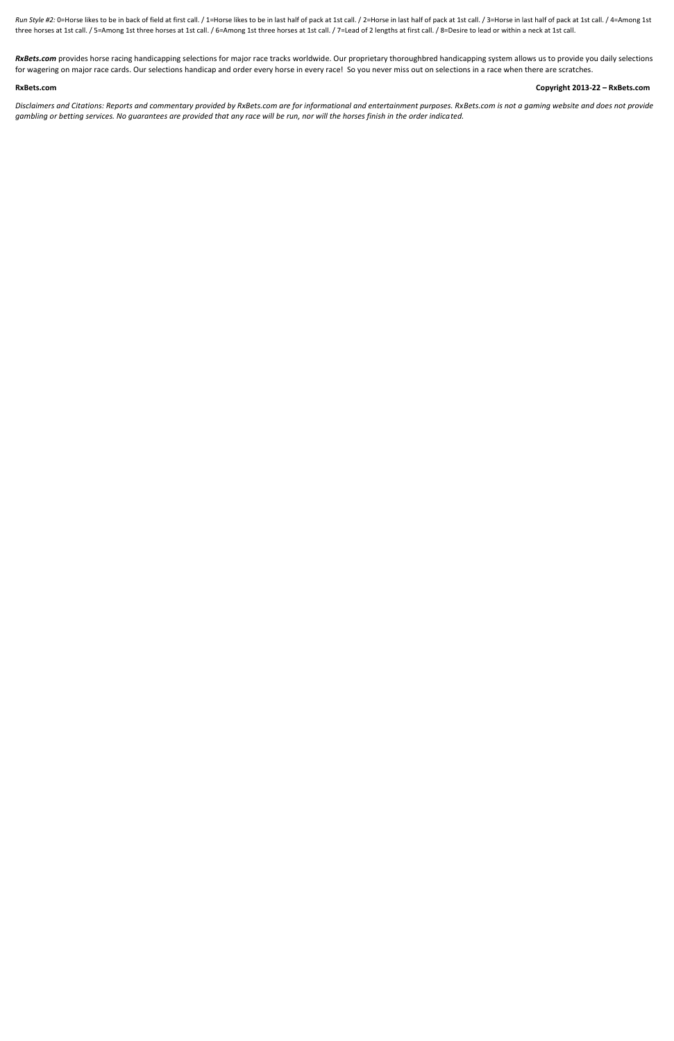*Run Style #2:* 0=Horse likes to be in back of field at first call. / 1=Horse likes to be in last half of pack at 1st call. / 2=Horse in last half of pack at 1st call. / 3=Horse in last half of pack at 1st call. / 4=Among 1st three horses at 1st call. / 5=Among 1st three horses at 1st call. / 6=Among 1st three horses at 1st call. / 7=Lead of 2 lengths at first call. / 8=Desire to lead or within a neck at 1st call.

***RxBets.com*** provides horse racing handicapping selections for major race tracks worldwide. Our proprietary thoroughbred handicapping system allows us to provide you daily selections for wagering on major race cards. Our selections handicap and order every horse in every race! So you never miss out on selections in a race when there are scratches.

**RxBets.com** **Copyright 2013-22 – RxBets.com**

*Disclaimers and Citations: Reports and commentary provided by RxBets.com are for informational and entertainment purposes. RxBets.com is not a gaming website and does not provide gambling or betting services. No guarantees are provided that any race will be run, nor will the horses finish in the order indicated.*